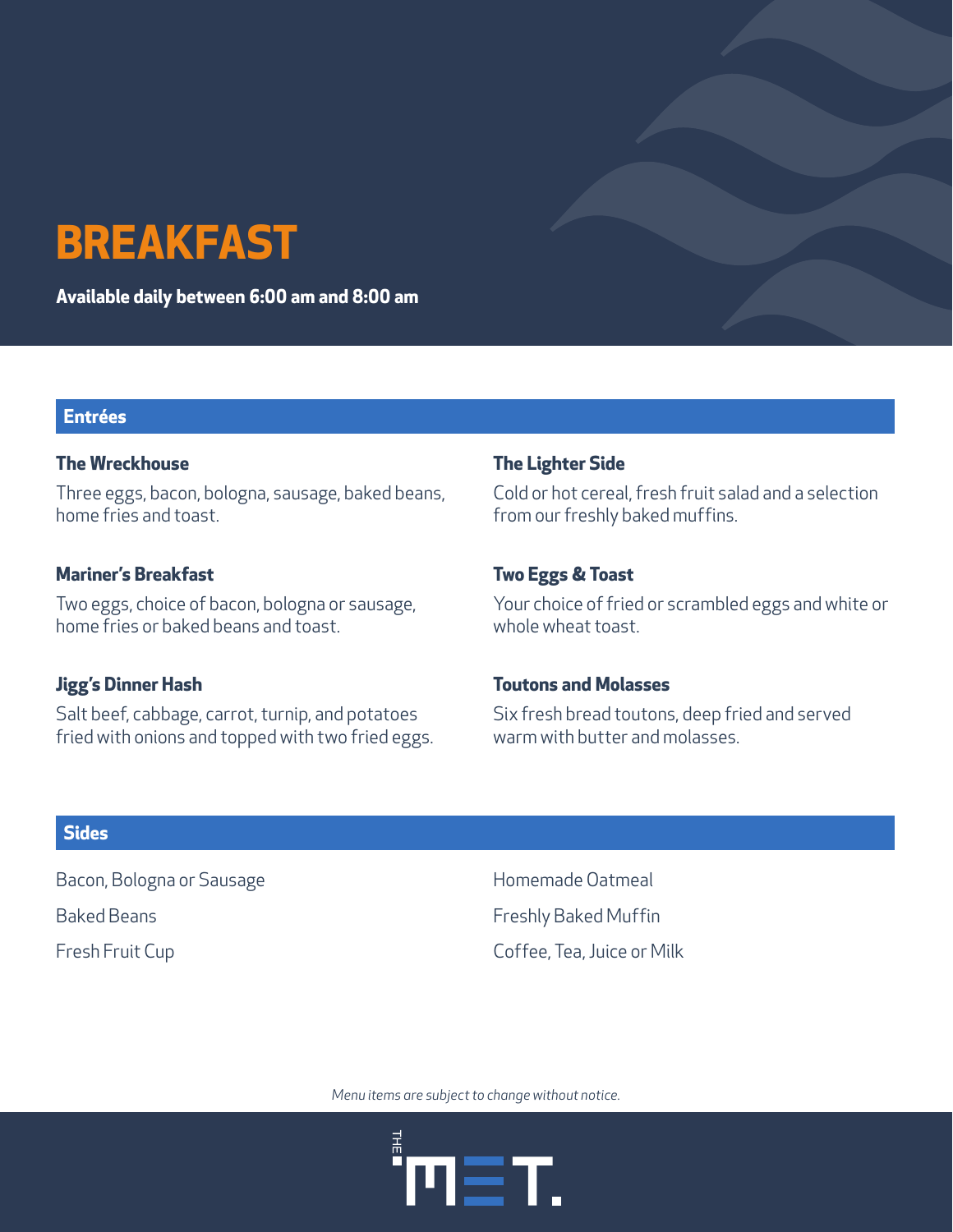# BREAKFAST

**Available daily between 6:00 am and 8:00 am**

## Entrées

### The Wreckhouse

Three eggs, bacon, bologna, sausage, baked beans, home fries and toast.

### Mariner's Breakfast

Two eggs, choice of bacon, bologna or sausage, home fries or baked beans and toast.

### Jigg's Dinner Hash

Salt beef, cabbage, carrot, turnip, and potatoes fried with onions and topped with two fried eggs.

### The Lighter Side

Cold or hot cereal, fresh fruit salad and a selection from our freshly baked muffins.

### Two Eggs & Toast

Your choice of fried or scrambled eggs and white or whole wheat toast.

### Toutons and Molasses

Six fresh bread toutons, deep fried and served warm with butter and molasses.

## Sides

Bacon, Bologna or Sausage

Baked Beans

Fresh Fruit Cup

Homemade Oatmeal

Freshly Baked Muffin

Coffee, Tea, Juice or Milk

*Menu items are subject to change without notice.*

THE MET.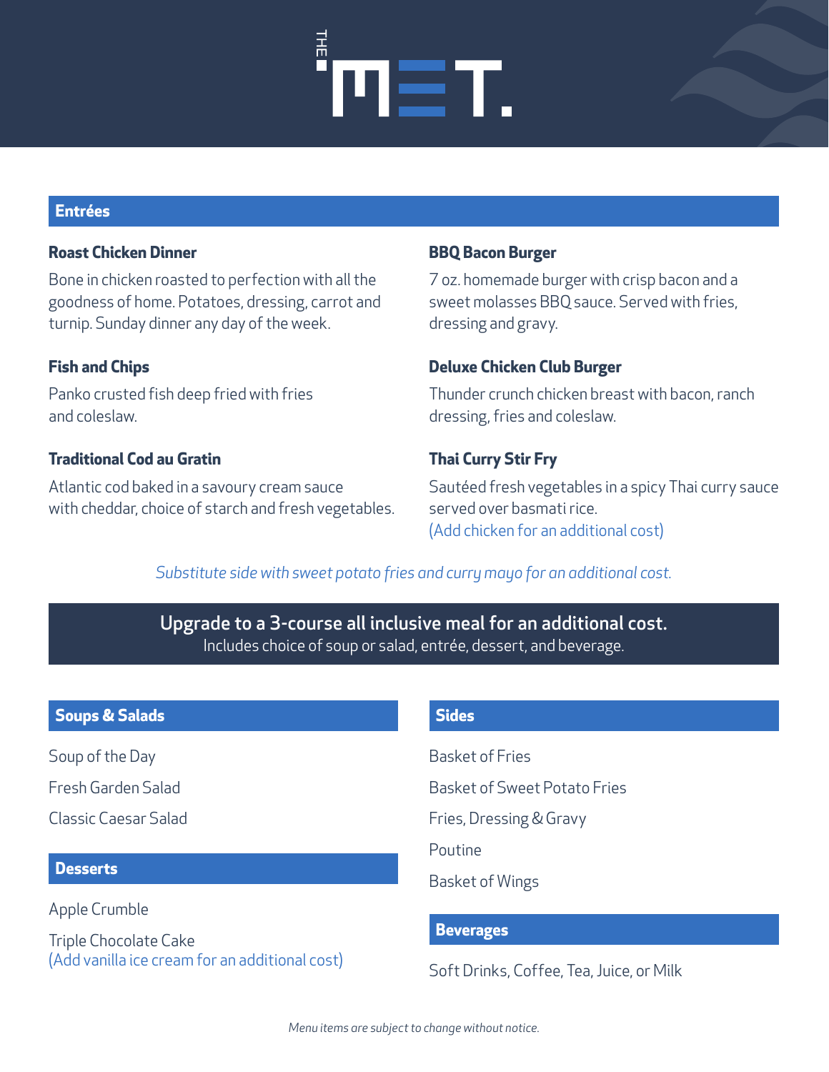# THE MET.

## Entrées

### Roast Chicken Dinner

Bone in chicken roasted to perfection with all the goodness of home. Potatoes, dressing, carrot and turnip. Sunday dinner any day of the week.

### Fish and Chips

Panko crusted fish deep fried with fries and coleslaw.

### Traditional Cod au Gratin

Atlantic cod baked in a savoury cream sauce with cheddar, choice of starch and fresh vegetables.

### BBQ Bacon Burger

7 oz. homemade burger with crisp bacon and a sweet molasses BBQ sauce. Served with fries, dressing and gravy.

### Deluxe Chicken Club Burger

Thunder crunch chicken breast with bacon, ranch dressing, fries and coleslaw.

### Thai Curry Stir Fry

Sautéed fresh vegetables in a spicy Thai curry sauce served over basmati rice.
(Add chicken for an additional cost)

*Substitute side with sweet potato fries and curry mayo for an additional cost.*

**Upgrade to a 3-course all inclusive meal for an additional cost.**
Includes choice of soup or salad, entrée, dessert, and beverage.

## Soups & Salads

Soup of the Day

Fresh Garden Salad

Classic Caesar Salad

## Desserts

Apple Crumble

Triple Chocolate Cake
(Add vanilla ice cream for an additional cost)

## Sides

Basket of Fries

Basket of Sweet Potato Fries

Fries, Dressing & Gravy

Poutine

Basket of Wings

## Beverages

Soft Drinks, Coffee, Tea, Juice, or Milk

*Menu items are subject to change without notice.*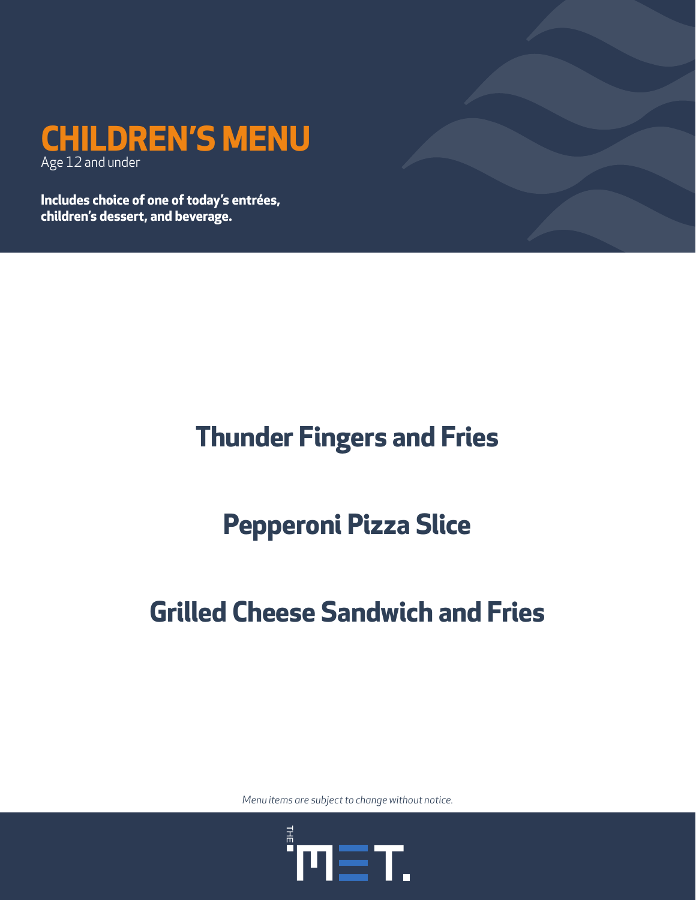# CHILDREN'S MENU

Age 12 and under

**Includes choice of one of today's entrées, children's dessert, and beverage.**

## Thunder Fingers and Fries

## Pepperoni Pizza Slice

## Grilled Cheese Sandwich and Fries

*Menu items are subject to change without notice.*

THE MET.